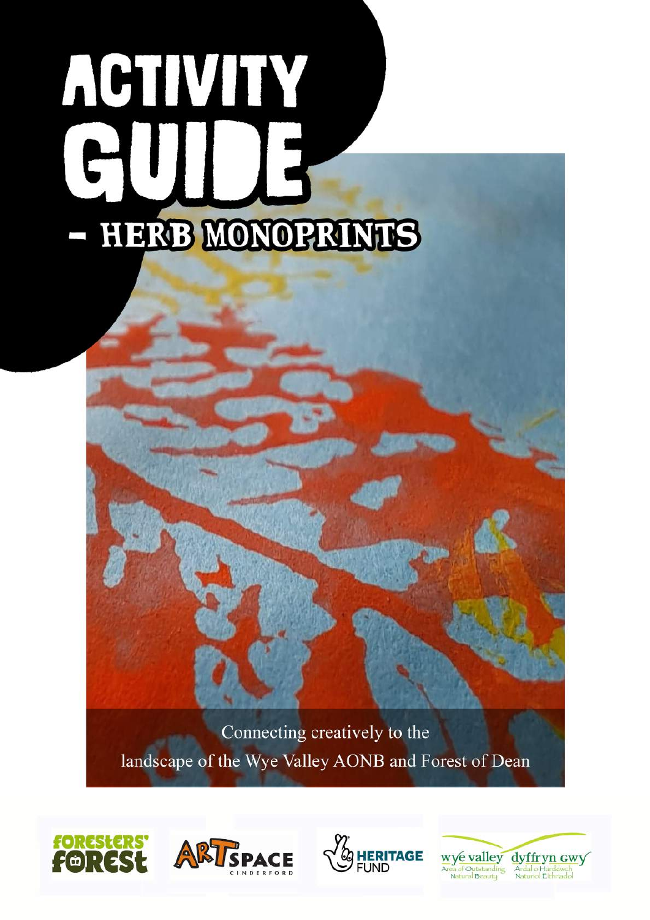# ACTIVITY GUIDE

## - HERB MONOPRINTS

Connecting creatively to the landscape of the Wye Valley AONB and Forest of Dean

Foresters' Forest | ArtSpace Cinderford | Heritage Fund | Wye Valley Area of Outstanding Natural Beauty / Dyffryn Gwy Ardal o Harddwch Naturiol Eithriadol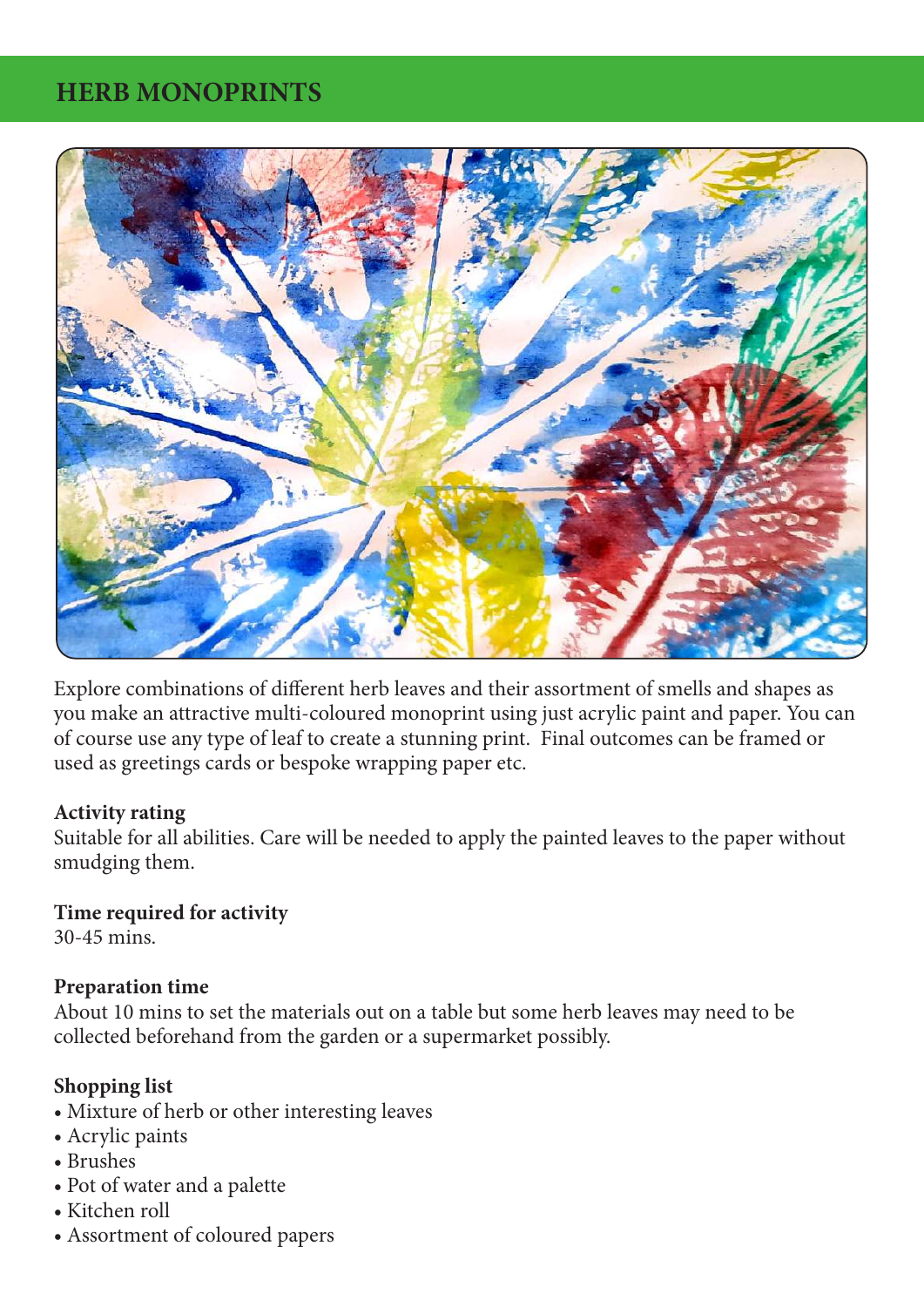# HERB MONOPRINTS

Explore combinations of different herb leaves and their assortment of smells and shapes as you make an attractive multi-coloured monoprint using just acrylic paint and paper. You can of course use any type of leaf to create a stunning print. Final outcomes can be framed or used as greetings cards or bespoke wrapping paper etc.

**Activity rating**
Suitable for all abilities. Care will be needed to apply the painted leaves to the paper without smudging them.

**Time required for activity**
30-45 mins.

**Preparation time**
About 10 mins to set the materials out on a table but some herb leaves may need to be collected beforehand from the garden or a supermarket possibly.

**Shopping list**

- Mixture of herb or other interesting leaves
- Acrylic paints
- Brushes
- Pot of water and a palette
- Kitchen roll
- Assortment of coloured papers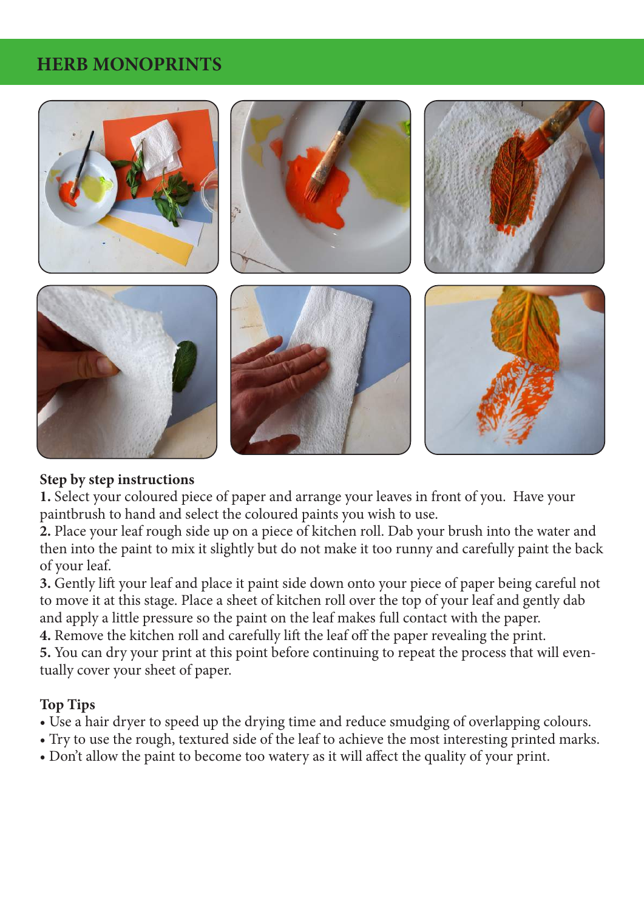# HERB MONOPRINTS

**Step by step instructions**

**1.** Select your coloured piece of paper and arrange your leaves in front of you. Have your paintbrush to hand and select the coloured paints you wish to use.

**2.** Place your leaf rough side up on a piece of kitchen roll. Dab your brush into the water and then into the paint to mix it slightly but do not make it too runny and carefully paint the back of your leaf.

**3.** Gently lift your leaf and place it paint side down onto your piece of paper being careful not to move it at this stage. Place a sheet of kitchen roll over the top of your leaf and gently dab and apply a little pressure so the paint on the leaf makes full contact with the paper.

**4.** Remove the kitchen roll and carefully lift the leaf off the paper revealing the print.

**5.** You can dry your print at this point before continuing to repeat the process that will eventually cover your sheet of paper.

**Top Tips**

- Use a hair dryer to speed up the drying time and reduce smudging of overlapping colours.
- Try to use the rough, textured side of the leaf to achieve the most interesting printed marks.
- Don't allow the paint to become too watery as it will affect the quality of your print.